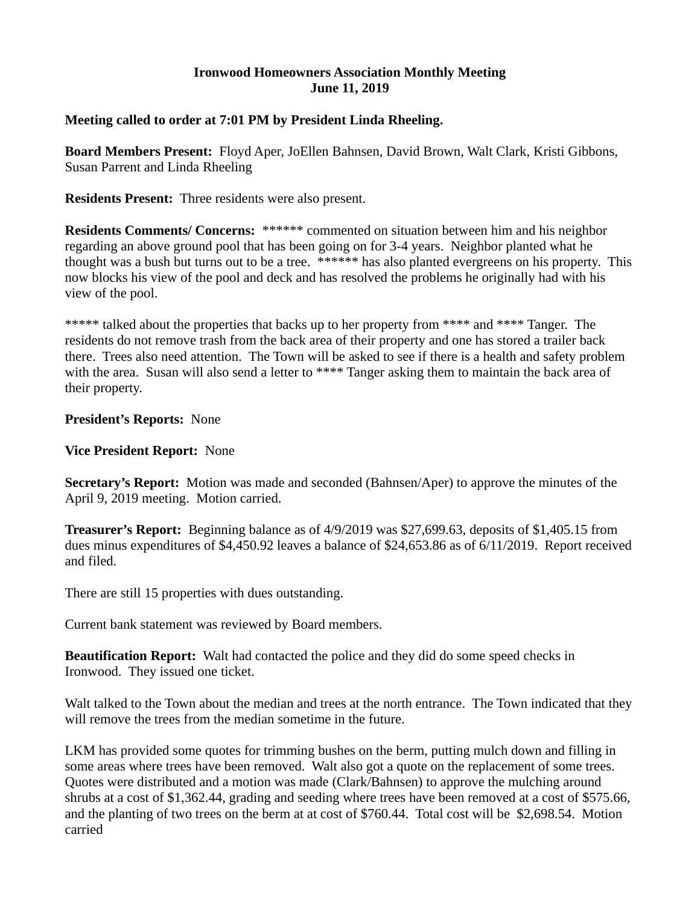**Ironwood Homeowners Association Monthly Meeting**
**June 11, 2019**

**Meeting called to order at 7:01 PM by President Linda Rheeling.**

**Board Members Present:** Floyd Aper, JoEllen Bahnsen, David Brown, Walt Clark, Kristi Gibbons, Susan Parrent and Linda Rheeling

**Residents Present:** Three residents were also present.

**Residents Comments/ Concerns:** ****** commented on situation between him and his neighbor regarding an above ground pool that has been going on for 3-4 years. Neighbor planted what he thought was a bush but turns out to be a tree. ****** has also planted evergreens on his property. This now blocks his view of the pool and deck and has resolved the problems he originally had with his view of the pool.

***** talked about the properties that backs up to her property from **** and **** Tanger. The residents do not remove trash from the back area of their property and one has stored a trailer back there. Trees also need attention. The Town will be asked to see if there is a health and safety problem with the area. Susan will also send a letter to **** Tanger asking them to maintain the back area of their property.

**President's Reports:** None

**Vice President Report:** None

**Secretary's Report:** Motion was made and seconded (Bahnsen/Aper) to approve the minutes of the April 9, 2019 meeting. Motion carried.

**Treasurer's Report:** Beginning balance as of 4/9/2019 was $27,699.63, deposits of $1,405.15 from dues minus expenditures of $4,450.92 leaves a balance of $24,653.86 as of 6/11/2019. Report received and filed.

There are still 15 properties with dues outstanding.

Current bank statement was reviewed by Board members.

**Beautification Report:** Walt had contacted the police and they did do some speed checks in Ironwood. They issued one ticket.

Walt talked to the Town about the median and trees at the north entrance. The Town indicated that they will remove the trees from the median sometime in the future.

LKM has provided some quotes for trimming bushes on the berm, putting mulch down and filling in some areas where trees have been removed. Walt also got a quote on the replacement of some trees. Quotes were distributed and a motion was made (Clark/Bahnsen) to approve the mulching around shrubs at a cost of $1,362.44, grading and seeding where trees have been removed at a cost of $575.66, and the planting of two trees on the berm at at cost of $760.44. Total cost will be $2,698.54. Motion carried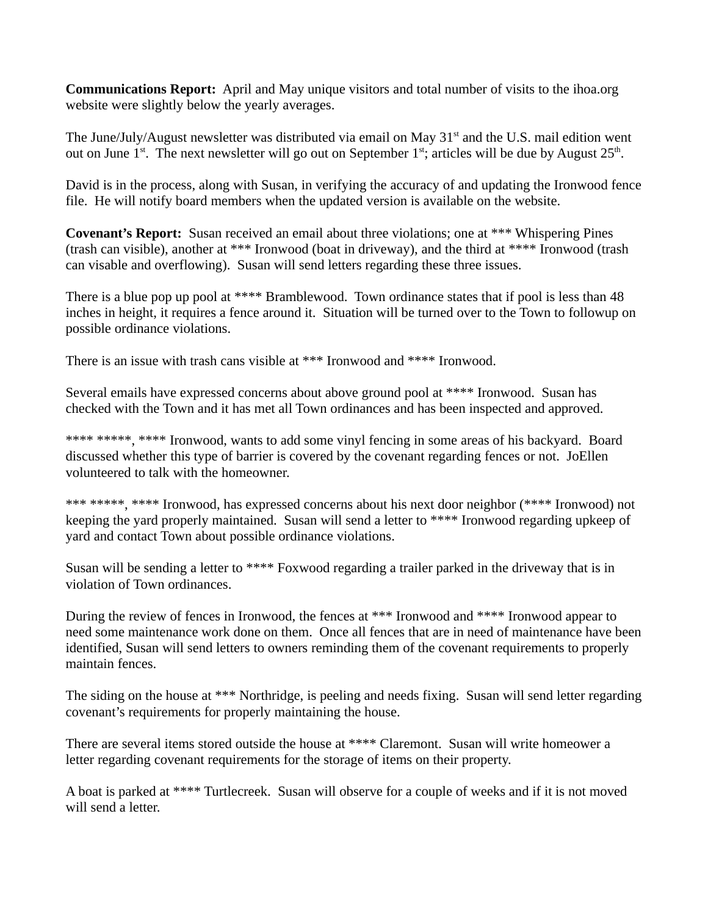**Communications Report:** April and May unique visitors and total number of visits to the ihoa.org website were slightly below the yearly averages.

The June/July/August newsletter was distributed via email on May 31st and the U.S. mail edition went out on June 1st. The next newsletter will go out on September 1st; articles will be due by August 25th.

David is in the process, along with Susan, in verifying the accuracy of and updating the Ironwood fence file. He will notify board members when the updated version is available on the website.

**Covenant's Report:** Susan received an email about three violations; one at *** Whispering Pines (trash can visible), another at *** Ironwood (boat in driveway), and the third at **** Ironwood (trash can visable and overflowing). Susan will send letters regarding these three issues.

There is a blue pop up pool at **** Bramblewood. Town ordinance states that if pool is less than 48 inches in height, it requires a fence around it. Situation will be turned over to the Town to followup on possible ordinance violations.

There is an issue with trash cans visible at *** Ironwood and **** Ironwood.

Several emails have expressed concerns about above ground pool at **** Ironwood. Susan has checked with the Town and it has met all Town ordinances and has been inspected and approved.

**** *****, **** Ironwood, wants to add some vinyl fencing in some areas of his backyard. Board discussed whether this type of barrier is covered by the covenant regarding fences or not. JoEllen volunteered to talk with the homeowner.

*** *****, **** Ironwood, has expressed concerns about his next door neighbor (**** Ironwood) not keeping the yard properly maintained. Susan will send a letter to **** Ironwood regarding upkeep of yard and contact Town about possible ordinance violations.

Susan will be sending a letter to **** Foxwood regarding a trailer parked in the driveway that is in violation of Town ordinances.

During the review of fences in Ironwood, the fences at *** Ironwood and **** Ironwood appear to need some maintenance work done on them. Once all fences that are in need of maintenance have been identified, Susan will send letters to owners reminding them of the covenant requirements to properly maintain fences.

The siding on the house at *** Northridge, is peeling and needs fixing. Susan will send letter regarding covenant's requirements for properly maintaining the house.

There are several items stored outside the house at **** Claremont. Susan will write homeower a letter regarding covenant requirements for the storage of items on their property.

A boat is parked at **** Turtlecreek. Susan will observe for a couple of weeks and if it is not moved will send a letter.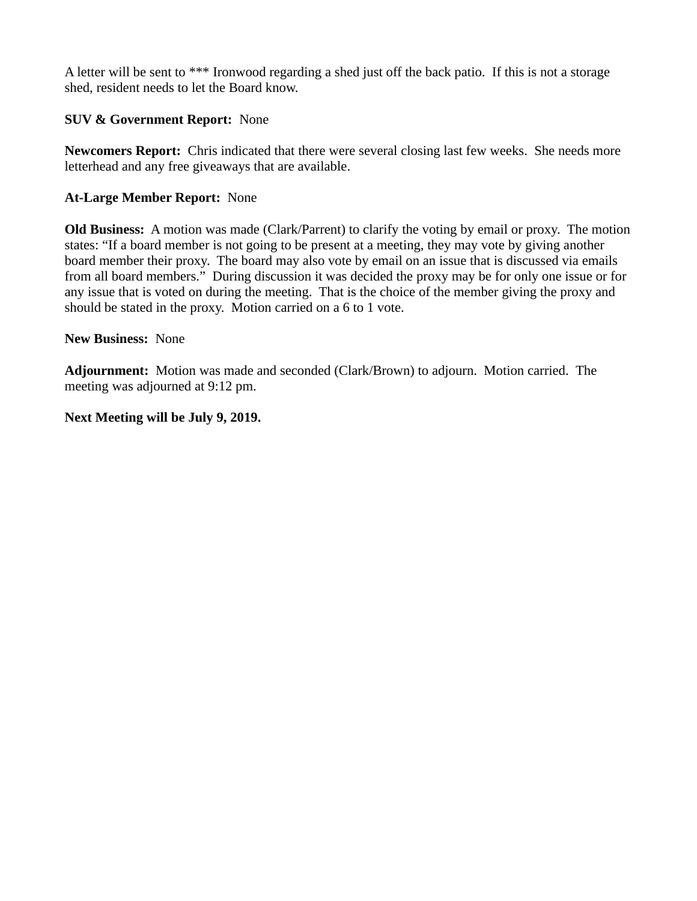A letter will be sent to *** Ironwood regarding a shed just off the back patio. If this is not a storage shed, resident needs to let the Board know.

**SUV & Government Report:** None

**Newcomers Report:** Chris indicated that there were several closing last few weeks. She needs more letterhead and any free giveaways that are available.

**At-Large Member Report:** None

**Old Business:** A motion was made (Clark/Parrent) to clarify the voting by email or proxy. The motion states: "If a board member is not going to be present at a meeting, they may vote by giving another board member their proxy. The board may also vote by email on an issue that is discussed via emails from all board members." During discussion it was decided the proxy may be for only one issue or for any issue that is voted on during the meeting. That is the choice of the member giving the proxy and should be stated in the proxy. Motion carried on a 6 to 1 vote.

**New Business:** None

**Adjournment:** Motion was made and seconded (Clark/Brown) to adjourn. Motion carried. The meeting was adjourned at 9:12 pm.

**Next Meeting will be July 9, 2019.**